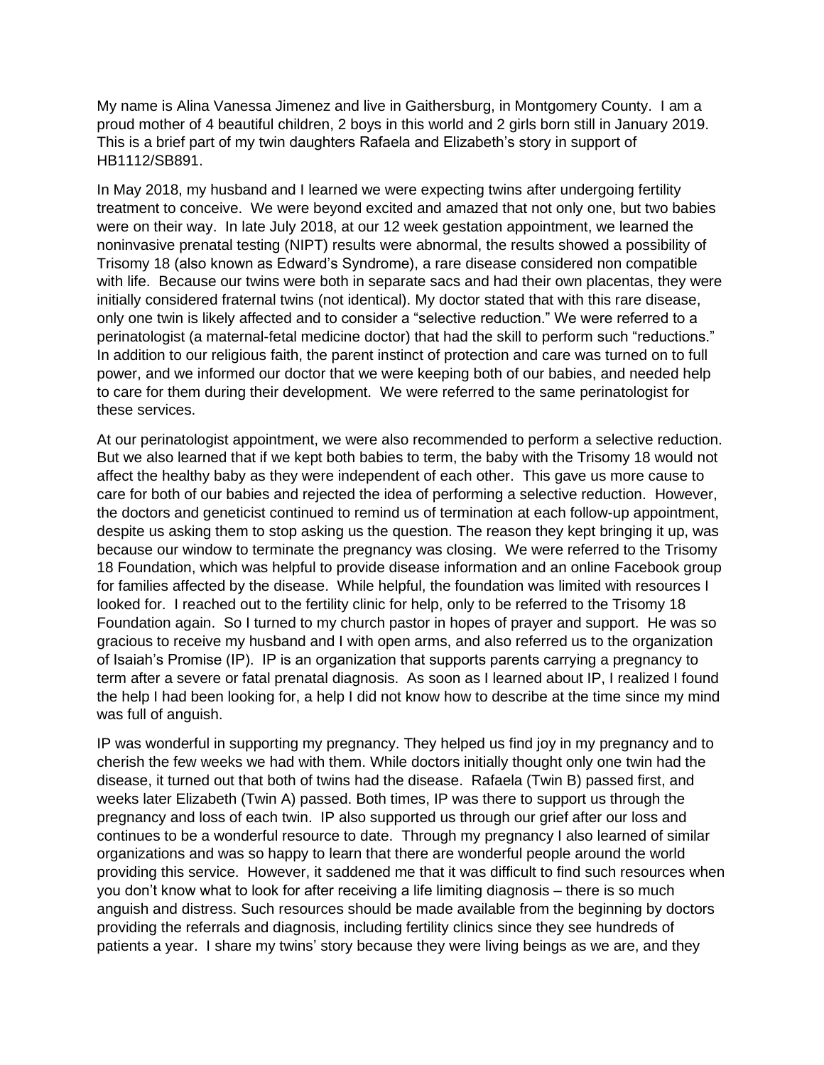My name is Alina Vanessa Jimenez and live in Gaithersburg, in Montgomery County. I am a proud mother of 4 beautiful children, 2 boys in this world and 2 girls born still in January 2019. This is a brief part of my twin daughters Rafaela and Elizabeth's story in support of HB1112/SB891.

In May 2018, my husband and I learned we were expecting twins after undergoing fertility treatment to conceive. We were beyond excited and amazed that not only one, but two babies were on their way. In late July 2018, at our 12 week gestation appointment, we learned the noninvasive prenatal testing (NIPT) results were abnormal, the results showed a possibility of Trisomy 18 (also known as Edward's Syndrome), a rare disease considered non compatible with life. Because our twins were both in separate sacs and had their own placentas, they were initially considered fraternal twins (not identical). My doctor stated that with this rare disease, only one twin is likely affected and to consider a "selective reduction." We were referred to a perinatologist (a maternal-fetal medicine doctor) that had the skill to perform such "reductions." In addition to our religious faith, the parent instinct of protection and care was turned on to full power, and we informed our doctor that we were keeping both of our babies, and needed help to care for them during their development. We were referred to the same perinatologist for these services.

At our perinatologist appointment, we were also recommended to perform a selective reduction. But we also learned that if we kept both babies to term, the baby with the Trisomy 18 would not affect the healthy baby as they were independent of each other. This gave us more cause to care for both of our babies and rejected the idea of performing a selective reduction. However, the doctors and geneticist continued to remind us of termination at each follow-up appointment, despite us asking them to stop asking us the question. The reason they kept bringing it up, was because our window to terminate the pregnancy was closing. We were referred to the Trisomy 18 Foundation, which was helpful to provide disease information and an online Facebook group for families affected by the disease. While helpful, the foundation was limited with resources I looked for. I reached out to the fertility clinic for help, only to be referred to the Trisomy 18 Foundation again. So I turned to my church pastor in hopes of prayer and support. He was so gracious to receive my husband and I with open arms, and also referred us to the organization of Isaiah's Promise (IP). IP is an organization that supports parents carrying a pregnancy to term after a severe or fatal prenatal diagnosis. As soon as I learned about IP, I realized I found the help I had been looking for, a help I did not know how to describe at the time since my mind was full of anguish.

IP was wonderful in supporting my pregnancy. They helped us find joy in my pregnancy and to cherish the few weeks we had with them. While doctors initially thought only one twin had the disease, it turned out that both of twins had the disease. Rafaela (Twin B) passed first, and weeks later Elizabeth (Twin A) passed. Both times, IP was there to support us through the pregnancy and loss of each twin. IP also supported us through our grief after our loss and continues to be a wonderful resource to date. Through my pregnancy I also learned of similar organizations and was so happy to learn that there are wonderful people around the world providing this service. However, it saddened me that it was difficult to find such resources when you don't know what to look for after receiving a life limiting diagnosis – there is so much anguish and distress. Such resources should be made available from the beginning by doctors providing the referrals and diagnosis, including fertility clinics since they see hundreds of patients a year. I share my twins' story because they were living beings as we are, and they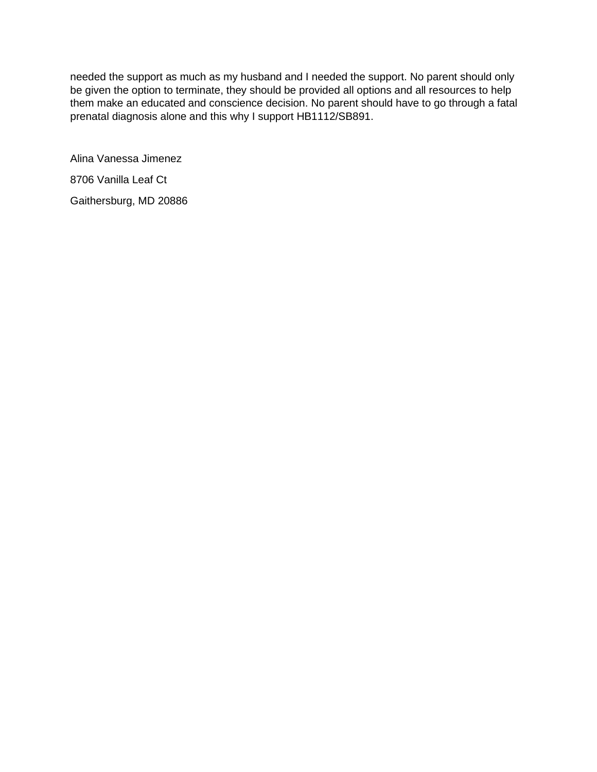needed the support as much as my husband and I needed the support. No parent should only be given the option to terminate, they should be provided all options and all resources to help them make an educated and conscience decision. No parent should have to go through a fatal prenatal diagnosis alone and this why I support HB1112/SB891.

Alina Vanessa Jimenez

8706 Vanilla Leaf Ct

Gaithersburg, MD 20886